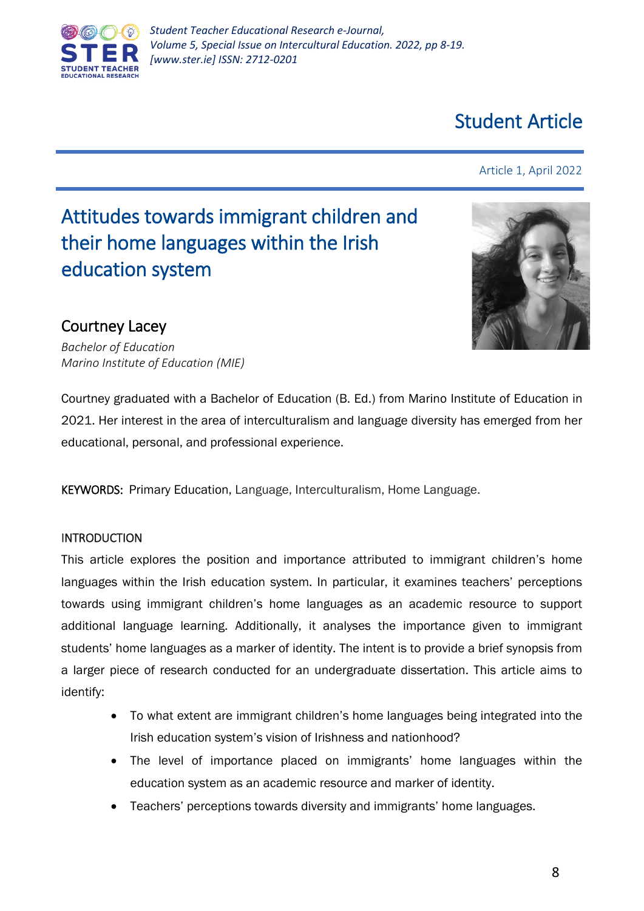Student Article

Article 1, April 2022

# Attitudes towards immigrant children and their home languages within the Irish education system

## Courtney Lacey

*Bachelor of Education*
*Marino Institute of Education (MIE)*

Courtney graduated with a Bachelor of Education (B. Ed.) from Marino Institute of Education in 2021. Her interest in the area of interculturalism and language diversity has emerged from her educational, personal, and professional experience.

KEYWORDS: Primary Education, Language, Interculturalism, Home Language.

## INTRODUCTION

This article explores the position and importance attributed to immigrant children's home languages within the Irish education system. In particular, it examines teachers' perceptions towards using immigrant children's home languages as an academic resource to support additional language learning. Additionally, it analyses the importance given to immigrant students' home languages as a marker of identity. The intent is to provide a brief synopsis from a larger piece of research conducted for an undergraduate dissertation. This article aims to identify:

- To what extent are immigrant children's home languages being integrated into the Irish education system's vision of Irishness and nationhood?
- The level of importance placed on immigrants' home languages within the education system as an academic resource and marker of identity.
- Teachers' perceptions towards diversity and immigrants' home languages.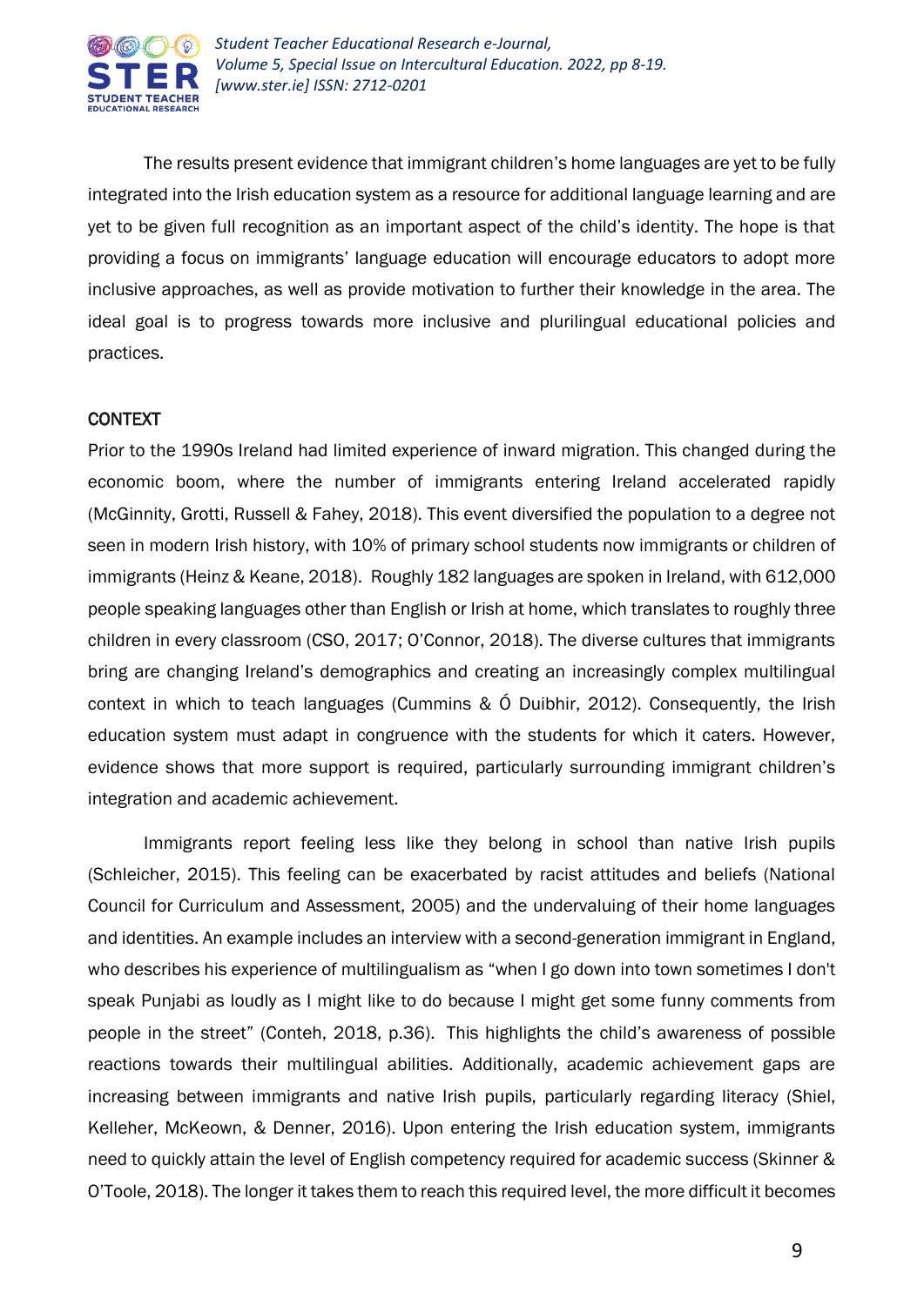The results present evidence that immigrant children's home languages are yet to be fully integrated into the Irish education system as a resource for additional language learning and are yet to be given full recognition as an important aspect of the child's identity. The hope is that providing a focus on immigrants' language education will encourage educators to adopt more inclusive approaches, as well as provide motivation to further their knowledge in the area. The ideal goal is to progress towards more inclusive and plurilingual educational policies and practices.

## CONTEXT

Prior to the 1990s Ireland had limited experience of inward migration. This changed during the economic boom, where the number of immigrants entering Ireland accelerated rapidly (McGinnity, Grotti, Russell & Fahey, 2018). This event diversified the population to a degree not seen in modern Irish history, with 10% of primary school students now immigrants or children of immigrants (Heinz & Keane, 2018). Roughly 182 languages are spoken in Ireland, with 612,000 people speaking languages other than English or Irish at home, which translates to roughly three children in every classroom (CSO, 2017; O'Connor, 2018). The diverse cultures that immigrants bring are changing Ireland's demographics and creating an increasingly complex multilingual context in which to teach languages (Cummins & Ó Duibhir, 2012). Consequently, the Irish education system must adapt in congruence with the students for which it caters. However, evidence shows that more support is required, particularly surrounding immigrant children's integration and academic achievement.

Immigrants report feeling less like they belong in school than native Irish pupils (Schleicher, 2015). This feeling can be exacerbated by racist attitudes and beliefs (National Council for Curriculum and Assessment, 2005) and the undervaluing of their home languages and identities. An example includes an interview with a second-generation immigrant in England, who describes his experience of multilingualism as "when I go down into town sometimes I don't speak Punjabi as loudly as I might like to do because I might get some funny comments from people in the street" (Conteh, 2018, p.36). This highlights the child's awareness of possible reactions towards their multilingual abilities. Additionally, academic achievement gaps are increasing between immigrants and native Irish pupils, particularly regarding literacy (Shiel, Kelleher, McKeown, & Denner, 2016). Upon entering the Irish education system, immigrants need to quickly attain the level of English competency required for academic success (Skinner & O'Toole, 2018). The longer it takes them to reach this required level, the more difficult it becomes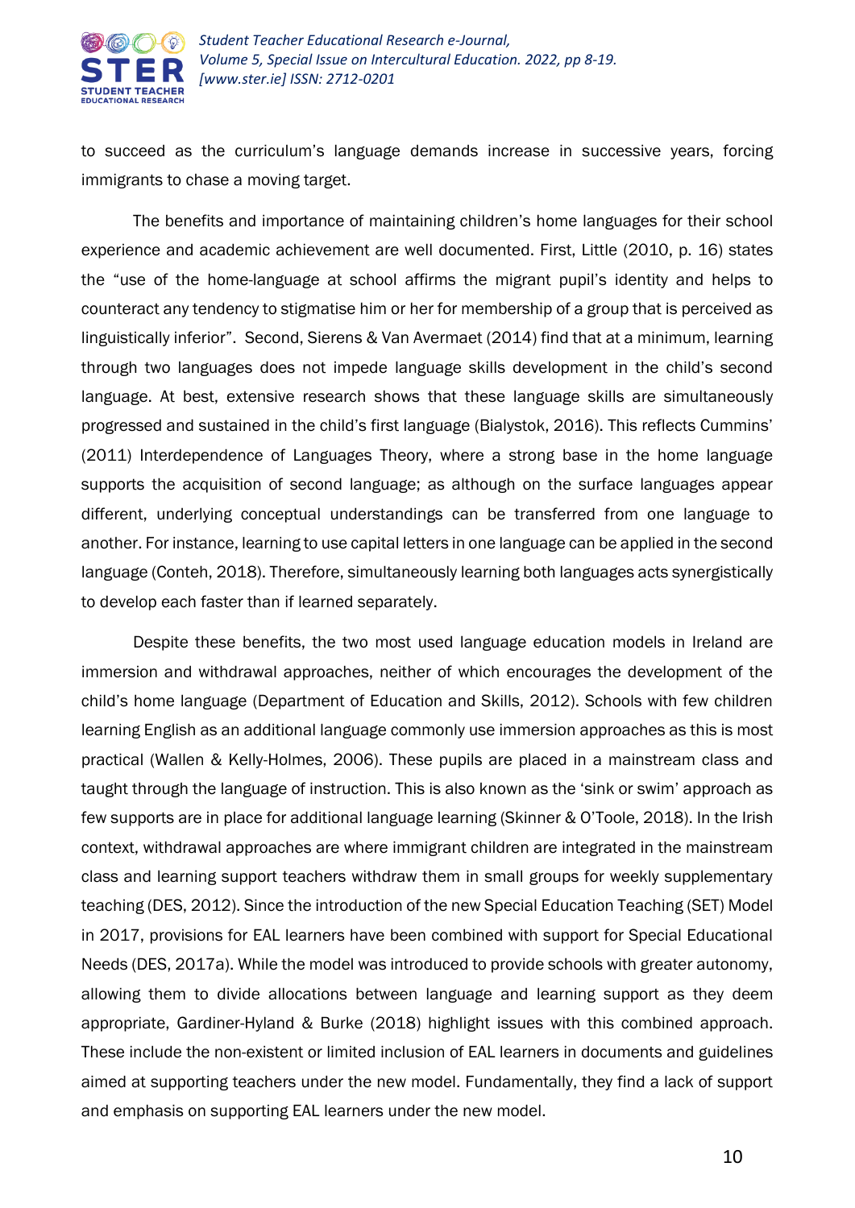to succeed as the curriculum's language demands increase in successive years, forcing immigrants to chase a moving target.

The benefits and importance of maintaining children's home languages for their school experience and academic achievement are well documented. First, Little (2010, p. 16) states the "use of the home-language at school affirms the migrant pupil's identity and helps to counteract any tendency to stigmatise him or her for membership of a group that is perceived as linguistically inferior". Second, Sierens & Van Avermaet (2014) find that at a minimum, learning through two languages does not impede language skills development in the child's second language. At best, extensive research shows that these language skills are simultaneously progressed and sustained in the child's first language (Bialystok, 2016). This reflects Cummins' (2011) Interdependence of Languages Theory, where a strong base in the home language supports the acquisition of second language; as although on the surface languages appear different, underlying conceptual understandings can be transferred from one language to another. For instance, learning to use capital letters in one language can be applied in the second language (Conteh, 2018). Therefore, simultaneously learning both languages acts synergistically to develop each faster than if learned separately.

Despite these benefits, the two most used language education models in Ireland are immersion and withdrawal approaches, neither of which encourages the development of the child's home language (Department of Education and Skills, 2012). Schools with few children learning English as an additional language commonly use immersion approaches as this is most practical (Wallen & Kelly-Holmes, 2006). These pupils are placed in a mainstream class and taught through the language of instruction. This is also known as the 'sink or swim' approach as few supports are in place for additional language learning (Skinner & O'Toole, 2018). In the Irish context, withdrawal approaches are where immigrant children are integrated in the mainstream class and learning support teachers withdraw them in small groups for weekly supplementary teaching (DES, 2012). Since the introduction of the new Special Education Teaching (SET) Model in 2017, provisions for EAL learners have been combined with support for Special Educational Needs (DES, 2017a). While the model was introduced to provide schools with greater autonomy, allowing them to divide allocations between language and learning support as they deem appropriate, Gardiner-Hyland & Burke (2018) highlight issues with this combined approach. These include the non-existent or limited inclusion of EAL learners in documents and guidelines aimed at supporting teachers under the new model. Fundamentally, they find a lack of support and emphasis on supporting EAL learners under the new model.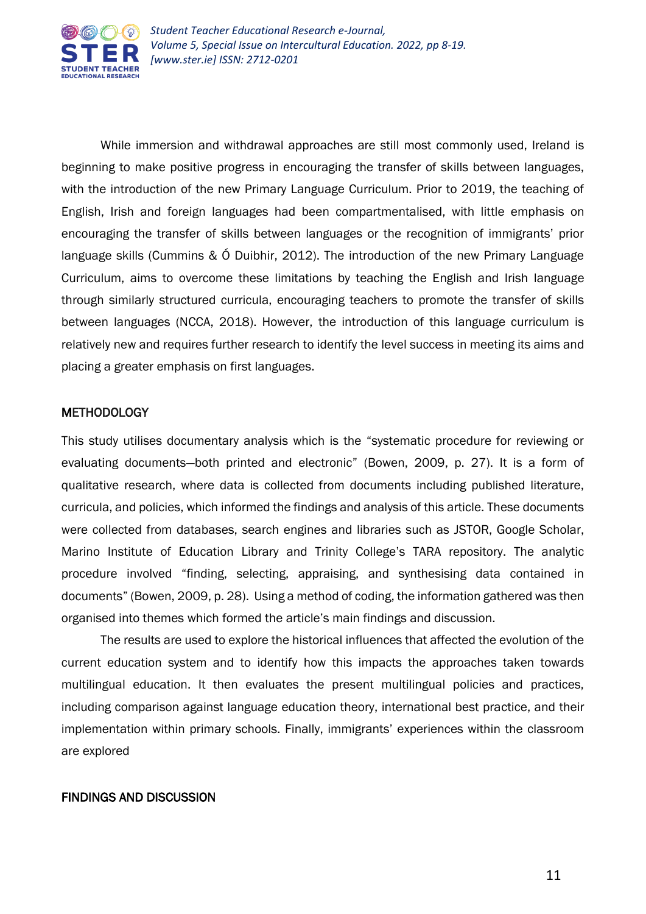While immersion and withdrawal approaches are still most commonly used, Ireland is beginning to make positive progress in encouraging the transfer of skills between languages, with the introduction of the new Primary Language Curriculum. Prior to 2019, the teaching of English, Irish and foreign languages had been compartmentalised, with little emphasis on encouraging the transfer of skills between languages or the recognition of immigrants' prior language skills (Cummins & Ó Duibhir, 2012). The introduction of the new Primary Language Curriculum, aims to overcome these limitations by teaching the English and Irish language through similarly structured curricula, encouraging teachers to promote the transfer of skills between languages (NCCA, 2018). However, the introduction of this language curriculum is relatively new and requires further research to identify the level success in meeting its aims and placing a greater emphasis on first languages.

## METHODOLOGY

This study utilises documentary analysis which is the "systematic procedure for reviewing or evaluating documents—both printed and electronic" (Bowen, 2009, p. 27). It is a form of qualitative research, where data is collected from documents including published literature, curricula, and policies, which informed the findings and analysis of this article. These documents were collected from databases, search engines and libraries such as JSTOR, Google Scholar, Marino Institute of Education Library and Trinity College's TARA repository. The analytic procedure involved "finding, selecting, appraising, and synthesising data contained in documents" (Bowen, 2009, p. 28). Using a method of coding, the information gathered was then organised into themes which formed the article's main findings and discussion.

The results are used to explore the historical influences that affected the evolution of the current education system and to identify how this impacts the approaches taken towards multilingual education. It then evaluates the present multilingual policies and practices, including comparison against language education theory, international best practice, and their implementation within primary schools. Finally, immigrants' experiences within the classroom are explored

## FINDINGS AND DISCUSSION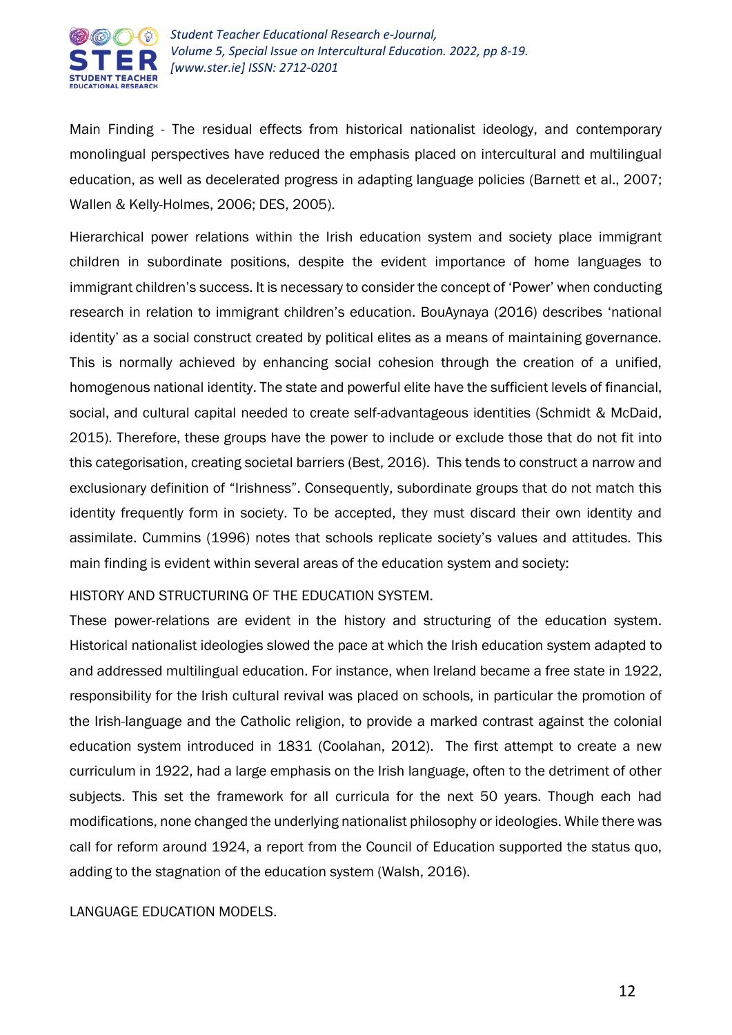Main Finding - The residual effects from historical nationalist ideology, and contemporary monolingual perspectives have reduced the emphasis placed on intercultural and multilingual education, as well as decelerated progress in adapting language policies (Barnett et al., 2007; Wallen & Kelly-Holmes, 2006; DES, 2005).

Hierarchical power relations within the Irish education system and society place immigrant children in subordinate positions, despite the evident importance of home languages to immigrant children's success. It is necessary to consider the concept of 'Power' when conducting research in relation to immigrant children's education. BouAynaya (2016) describes 'national identity' as a social construct created by political elites as a means of maintaining governance. This is normally achieved by enhancing social cohesion through the creation of a unified, homogenous national identity. The state and powerful elite have the sufficient levels of financial, social, and cultural capital needed to create self-advantageous identities (Schmidt & McDaid, 2015). Therefore, these groups have the power to include or exclude those that do not fit into this categorisation, creating societal barriers (Best, 2016). This tends to construct a narrow and exclusionary definition of "Irishness". Consequently, subordinate groups that do not match this identity frequently form in society. To be accepted, they must discard their own identity and assimilate. Cummins (1996) notes that schools replicate society's values and attitudes. This main finding is evident within several areas of the education system and society:

HISTORY AND STRUCTURING OF THE EDUCATION SYSTEM.

These power-relations are evident in the history and structuring of the education system. Historical nationalist ideologies slowed the pace at which the Irish education system adapted to and addressed multilingual education. For instance, when Ireland became a free state in 1922, responsibility for the Irish cultural revival was placed on schools, in particular the promotion of the Irish-language and the Catholic religion, to provide a marked contrast against the colonial education system introduced in 1831 (Coolahan, 2012). The first attempt to create a new curriculum in 1922, had a large emphasis on the Irish language, often to the detriment of other subjects. This set the framework for all curricula for the next 50 years. Though each had modifications, none changed the underlying nationalist philosophy or ideologies. While there was call for reform around 1924, a report from the Council of Education supported the status quo, adding to the stagnation of the education system (Walsh, 2016).

LANGUAGE EDUCATION MODELS.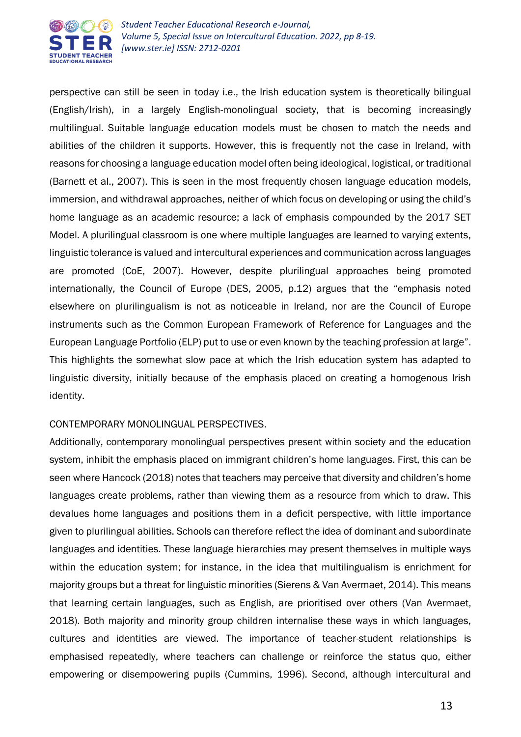perspective can still be seen in today i.e., the Irish education system is theoretically bilingual (English/Irish), in a largely English-monolingual society, that is becoming increasingly multilingual. Suitable language education models must be chosen to match the needs and abilities of the children it supports. However, this is frequently not the case in Ireland, with reasons for choosing a language education model often being ideological, logistical, or traditional (Barnett et al., 2007). This is seen in the most frequently chosen language education models, immersion, and withdrawal approaches, neither of which focus on developing or using the child's home language as an academic resource; a lack of emphasis compounded by the 2017 SET Model. A plurilingual classroom is one where multiple languages are learned to varying extents, linguistic tolerance is valued and intercultural experiences and communication across languages are promoted (CoE, 2007). However, despite plurilingual approaches being promoted internationally, the Council of Europe (DES, 2005, p.12) argues that the "emphasis noted elsewhere on plurilingualism is not as noticeable in Ireland, nor are the Council of Europe instruments such as the Common European Framework of Reference for Languages and the European Language Portfolio (ELP) put to use or even known by the teaching profession at large". This highlights the somewhat slow pace at which the Irish education system has adapted to linguistic diversity, initially because of the emphasis placed on creating a homogenous Irish identity.

## CONTEMPORARY MONOLINGUAL PERSPECTIVES.

Additionally, contemporary monolingual perspectives present within society and the education system, inhibit the emphasis placed on immigrant children's home languages. First, this can be seen where Hancock (2018) notes that teachers may perceive that diversity and children's home languages create problems, rather than viewing them as a resource from which to draw. This devalues home languages and positions them in a deficit perspective, with little importance given to plurilingual abilities. Schools can therefore reflect the idea of dominant and subordinate languages and identities. These language hierarchies may present themselves in multiple ways within the education system; for instance, in the idea that multilingualism is enrichment for majority groups but a threat for linguistic minorities (Sierens & Van Avermaet, 2014). This means that learning certain languages, such as English, are prioritised over others (Van Avermaet, 2018). Both majority and minority group children internalise these ways in which languages, cultures and identities are viewed. The importance of teacher-student relationships is emphasised repeatedly, where teachers can challenge or reinforce the status quo, either empowering or disempowering pupils (Cummins, 1996). Second, although intercultural and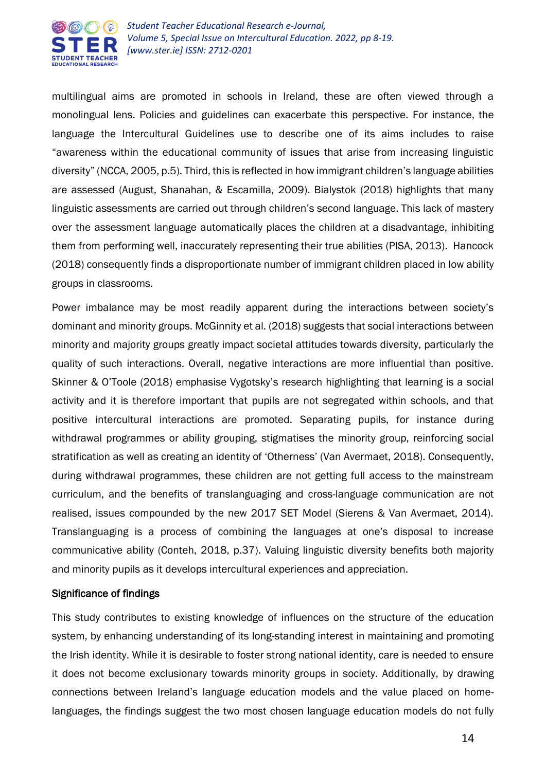multilingual aims are promoted in schools in Ireland, these are often viewed through a monolingual lens. Policies and guidelines can exacerbate this perspective. For instance, the language the Intercultural Guidelines use to describe one of its aims includes to raise "awareness within the educational community of issues that arise from increasing linguistic diversity" (NCCA, 2005, p.5). Third, this is reflected in how immigrant children's language abilities are assessed (August, Shanahan, & Escamilla, 2009). Bialystok (2018) highlights that many linguistic assessments are carried out through children's second language. This lack of mastery over the assessment language automatically places the children at a disadvantage, inhibiting them from performing well, inaccurately representing their true abilities (PISA, 2013). Hancock (2018) consequently finds a disproportionate number of immigrant children placed in low ability groups in classrooms.

Power imbalance may be most readily apparent during the interactions between society's dominant and minority groups. McGinnity et al. (2018) suggests that social interactions between minority and majority groups greatly impact societal attitudes towards diversity, particularly the quality of such interactions. Overall, negative interactions are more influential than positive. Skinner & O'Toole (2018) emphasise Vygotsky's research highlighting that learning is a social activity and it is therefore important that pupils are not segregated within schools, and that positive intercultural interactions are promoted. Separating pupils, for instance during withdrawal programmes or ability grouping, stigmatises the minority group, reinforcing social stratification as well as creating an identity of 'Otherness' (Van Avermaet, 2018). Consequently, during withdrawal programmes, these children are not getting full access to the mainstream curriculum, and the benefits of translanguaging and cross-language communication are not realised, issues compounded by the new 2017 SET Model (Sierens & Van Avermaet, 2014). Translanguaging is a process of combining the languages at one's disposal to increase communicative ability (Conteh, 2018, p.37). Valuing linguistic diversity benefits both majority and minority pupils as it develops intercultural experiences and appreciation.

### Significance of findings

This study contributes to existing knowledge of influences on the structure of the education system, by enhancing understanding of its long-standing interest in maintaining and promoting the Irish identity. While it is desirable to foster strong national identity, care is needed to ensure it does not become exclusionary towards minority groups in society. Additionally, by drawing connections between Ireland's language education models and the value placed on home-languages, the findings suggest the two most chosen language education models do not fully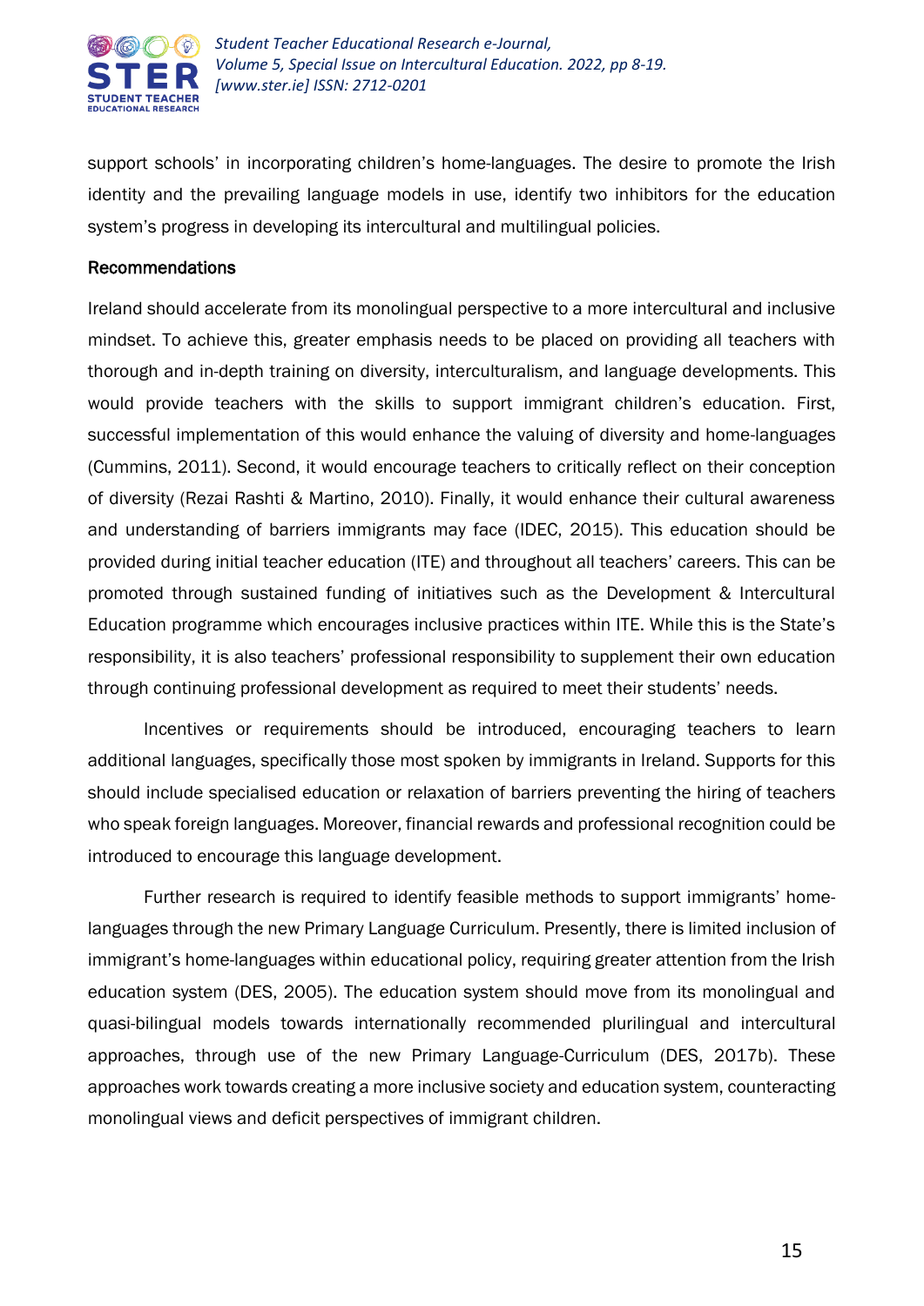support schools' in incorporating children's home-languages. The desire to promote the Irish identity and the prevailing language models in use, identify two inhibitors for the education system's progress in developing its intercultural and multilingual policies.

## Recommendations

Ireland should accelerate from its monolingual perspective to a more intercultural and inclusive mindset. To achieve this, greater emphasis needs to be placed on providing all teachers with thorough and in-depth training on diversity, interculturalism, and language developments. This would provide teachers with the skills to support immigrant children's education. First, successful implementation of this would enhance the valuing of diversity and home-languages (Cummins, 2011). Second, it would encourage teachers to critically reflect on their conception of diversity (Rezai Rashti & Martino, 2010). Finally, it would enhance their cultural awareness and understanding of barriers immigrants may face (IDEC, 2015). This education should be provided during initial teacher education (ITE) and throughout all teachers' careers. This can be promoted through sustained funding of initiatives such as the Development & Intercultural Education programme which encourages inclusive practices within ITE. While this is the State's responsibility, it is also teachers' professional responsibility to supplement their own education through continuing professional development as required to meet their students' needs.

Incentives or requirements should be introduced, encouraging teachers to learn additional languages, specifically those most spoken by immigrants in Ireland. Supports for this should include specialised education or relaxation of barriers preventing the hiring of teachers who speak foreign languages. Moreover, financial rewards and professional recognition could be introduced to encourage this language development.

Further research is required to identify feasible methods to support immigrants' home-languages through the new Primary Language Curriculum. Presently, there is limited inclusion of immigrant's home-languages within educational policy, requiring greater attention from the Irish education system (DES, 2005). The education system should move from its monolingual and quasi-bilingual models towards internationally recommended plurilingual and intercultural approaches, through use of the new Primary Language-Curriculum (DES, 2017b). These approaches work towards creating a more inclusive society and education system, counteracting monolingual views and deficit perspectives of immigrant children.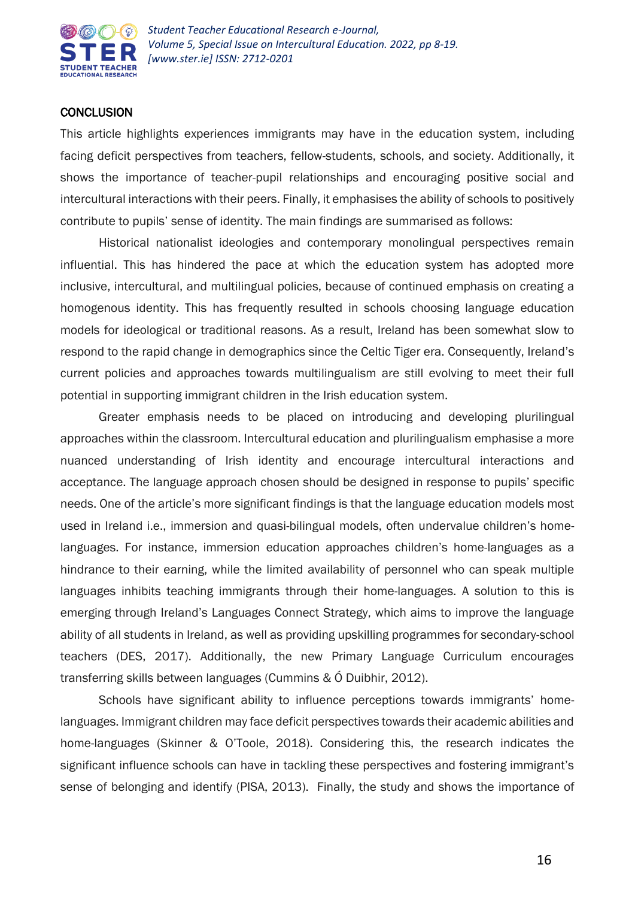## CONCLUSION

This article highlights experiences immigrants may have in the education system, including facing deficit perspectives from teachers, fellow-students, schools, and society. Additionally, it shows the importance of teacher-pupil relationships and encouraging positive social and intercultural interactions with their peers. Finally, it emphasises the ability of schools to positively contribute to pupils' sense of identity. The main findings are summarised as follows:

Historical nationalist ideologies and contemporary monolingual perspectives remain influential. This has hindered the pace at which the education system has adopted more inclusive, intercultural, and multilingual policies, because of continued emphasis on creating a homogenous identity. This has frequently resulted in schools choosing language education models for ideological or traditional reasons. As a result, Ireland has been somewhat slow to respond to the rapid change in demographics since the Celtic Tiger era. Consequently, Ireland's current policies and approaches towards multilingualism are still evolving to meet their full potential in supporting immigrant children in the Irish education system.

Greater emphasis needs to be placed on introducing and developing plurilingual approaches within the classroom. Intercultural education and plurilingualism emphasise a more nuanced understanding of Irish identity and encourage intercultural interactions and acceptance. The language approach chosen should be designed in response to pupils' specific needs. One of the article's more significant findings is that the language education models most used in Ireland i.e., immersion and quasi-bilingual models, often undervalue children's home-languages. For instance, immersion education approaches children's home-languages as a hindrance to their earning, while the limited availability of personnel who can speak multiple languages inhibits teaching immigrants through their home-languages. A solution to this is emerging through Ireland's Languages Connect Strategy, which aims to improve the language ability of all students in Ireland, as well as providing upskilling programmes for secondary-school teachers (DES, 2017). Additionally, the new Primary Language Curriculum encourages transferring skills between languages (Cummins & Ó Duibhir, 2012).

Schools have significant ability to influence perceptions towards immigrants' home-languages. Immigrant children may face deficit perspectives towards their academic abilities and home-languages (Skinner & O'Toole, 2018). Considering this, the research indicates the significant influence schools can have in tackling these perspectives and fostering immigrant's sense of belonging and identify (PISA, 2013). Finally, the study and shows the importance of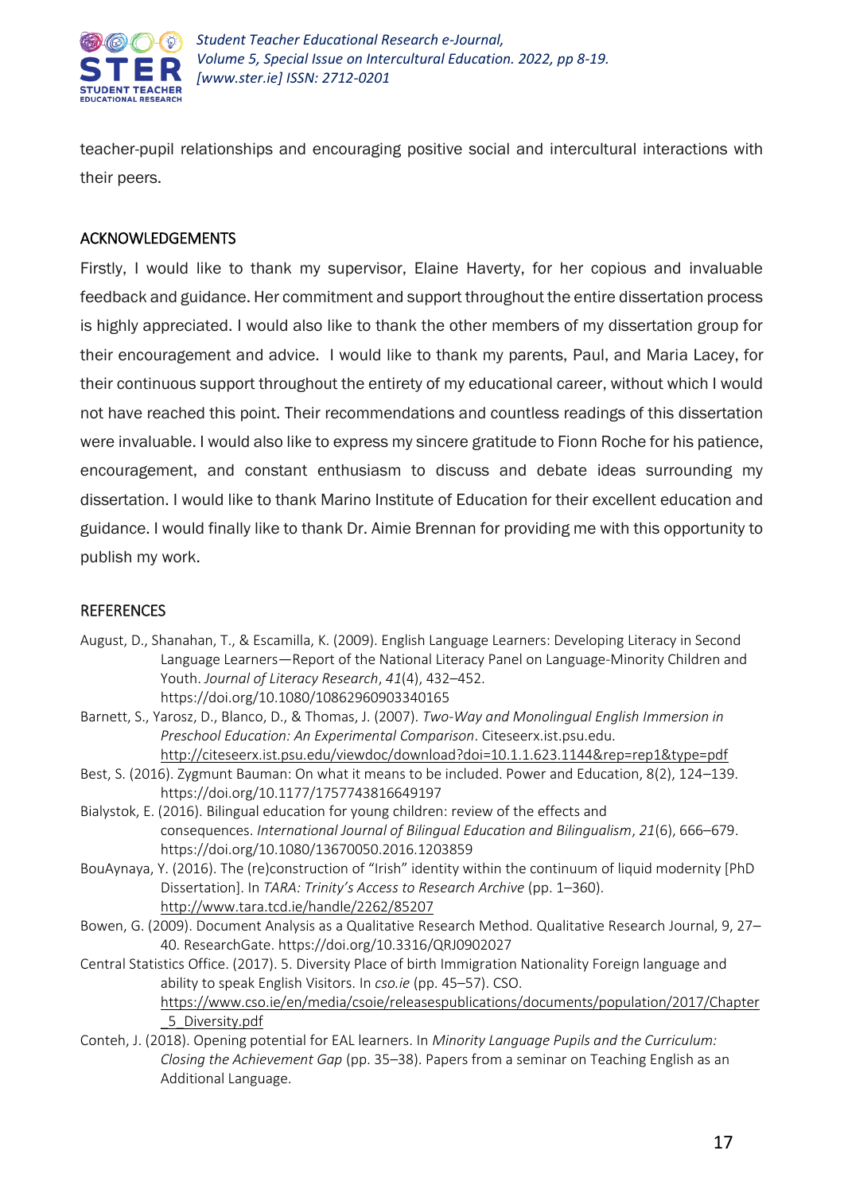teacher-pupil relationships and encouraging positive social and intercultural interactions with their peers.

## ACKNOWLEDGEMENTS

Firstly, I would like to thank my supervisor, Elaine Haverty, for her copious and invaluable feedback and guidance. Her commitment and support throughout the entire dissertation process is highly appreciated. I would also like to thank the other members of my dissertation group for their encouragement and advice. I would like to thank my parents, Paul, and Maria Lacey, for their continuous support throughout the entirety of my educational career, without which I would not have reached this point. Their recommendations and countless readings of this dissertation were invaluable. I would also like to express my sincere gratitude to Fionn Roche for his patience, encouragement, and constant enthusiasm to discuss and debate ideas surrounding my dissertation. I would like to thank Marino Institute of Education for their excellent education and guidance. I would finally like to thank Dr. Aimie Brennan for providing me with this opportunity to publish my work.

## REFERENCES

August, D., Shanahan, T., & Escamilla, K. (2009). English Language Learners: Developing Literacy in Second Language Learners—Report of the National Literacy Panel on Language-Minority Children and Youth. *Journal of Literacy Research*, *41*(4), 432–452. https://doi.org/10.1080/10862960903340165

Barnett, S., Yarosz, D., Blanco, D., & Thomas, J. (2007). *Two-Way and Monolingual English Immersion in Preschool Education: An Experimental Comparison*. Citeseerx.ist.psu.edu. http://citeseerx.ist.psu.edu/viewdoc/download?doi=10.1.1.623.1144&rep=rep1&type=pdf

Best, S. (2016). Zygmunt Bauman: On what it means to be included. Power and Education, 8(2), 124–139. https://doi.org/10.1177/1757743816649197

Bialystok, E. (2016). Bilingual education for young children: review of the effects and consequences. *International Journal of Bilingual Education and Bilingualism*, *21*(6), 666–679. https://doi.org/10.1080/13670050.2016.1203859

BouAynaya, Y. (2016). The (re)construction of "Irish" identity within the continuum of liquid modernity [PhD Dissertation]. In *TARA: Trinity's Access to Research Archive* (pp. 1–360). http://www.tara.tcd.ie/handle/2262/85207

Bowen, G. (2009). Document Analysis as a Qualitative Research Method. Qualitative Research Journal, 9, 27–40. ResearchGate. https://doi.org/10.3316/QRJ0902027

Central Statistics Office. (2017). 5. Diversity Place of birth Immigration Nationality Foreign language and ability to speak English Visitors. In *cso.ie* (pp. 45–57). CSO. https://www.cso.ie/en/media/csoie/releasespublications/documents/population/2017/Chapter_5_Diversity.pdf

Conteh, J. (2018). Opening potential for EAL learners. In *Minority Language Pupils and the Curriculum: Closing the Achievement Gap* (pp. 35–38). Papers from a seminar on Teaching English as an Additional Language.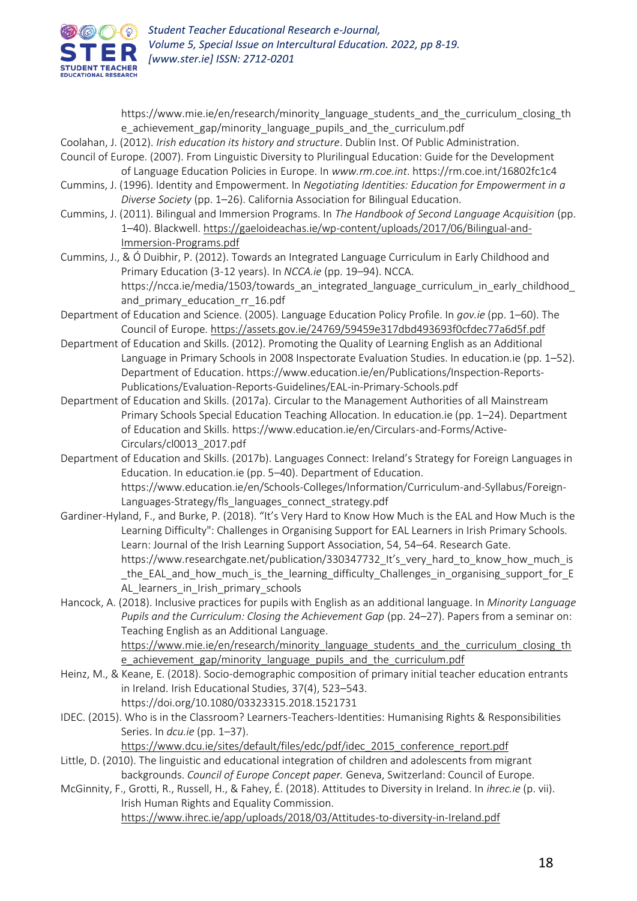https://www.mie.ie/en/research/minority_language_students_and_the_curriculum_closing_the_achievement_gap/minority_language_pupils_and_the_curriculum.pdf

Coolahan, J. (2012). *Irish education its history and structure*. Dublin Inst. Of Public Administration.

Council of Europe. (2007). From Linguistic Diversity to Plurilingual Education: Guide for the Development of Language Education Policies in Europe. In *www.rm.coe.int*. https://rm.coe.int/16802fc1c4

Cummins, J. (1996). Identity and Empowerment. In *Negotiating Identities: Education for Empowerment in a Diverse Society* (pp. 1–26). California Association for Bilingual Education.

Cummins, J. (2011). Bilingual and Immersion Programs. In *The Handbook of Second Language Acquisition* (pp. 1–40). Blackwell. https://gaeloideachas.ie/wp-content/uploads/2017/06/Bilingual-and-Immersion-Programs.pdf

Cummins, J., & Ó Duibhir, P. (2012). Towards an Integrated Language Curriculum in Early Childhood and Primary Education (3-12 years). In *NCCA.ie* (pp. 19–94). NCCA. https://ncca.ie/media/1503/towards_an_integrated_language_curriculum_in_early_childhood_and_primary_education_rr_16.pdf

Department of Education and Science. (2005). Language Education Policy Profile. In *gov.ie* (pp. 1–60). The Council of Europe. https://assets.gov.ie/24769/59459e317dbd493693f0cfdec77a6d5f.pdf

Department of Education and Skills. (2012). Promoting the Quality of Learning English as an Additional Language in Primary Schools in 2008 Inspectorate Evaluation Studies. In education.ie (pp. 1–52). Department of Education. https://www.education.ie/en/Publications/Inspection-Reports-Publications/Evaluation-Reports-Guidelines/EAL-in-Primary-Schools.pdf

Department of Education and Skills. (2017a). Circular to the Management Authorities of all Mainstream Primary Schools Special Education Teaching Allocation. In education.ie (pp. 1–24). Department of Education and Skills. https://www.education.ie/en/Circulars-and-Forms/Active-Circulars/cl0013_2017.pdf

Department of Education and Skills. (2017b). Languages Connect: Ireland's Strategy for Foreign Languages in Education. In education.ie (pp. 5–40). Department of Education. https://www.education.ie/en/Schools-Colleges/Information/Curriculum-and-Syllabus/Foreign-Languages-Strategy/fls_languages_connect_strategy.pdf

Gardiner-Hyland, F., and Burke, P. (2018). "It's Very Hard to Know How Much is the EAL and How Much is the Learning Difficulty": Challenges in Organising Support for EAL Learners in Irish Primary Schools. Learn: Journal of the Irish Learning Support Association, 54, 54–64. Research Gate. https://www.researchgate.net/publication/330347732_It's_very_hard_to_know_how_much_is_the_EAL_and_how_much_is_the_learning_difficulty_Challenges_in_organising_support_for_EAL_learners_in_Irish_primary_schools

Hancock, A. (2018). Inclusive practices for pupils with English as an additional language. In *Minority Language Pupils and the Curriculum: Closing the Achievement Gap* (pp. 24–27). Papers from a seminar on: Teaching English as an Additional Language. https://www.mie.ie/en/research/minority_language_students_and_the_curriculum_closing_the_achievement_gap/minority_language_pupils_and_the_curriculum.pdf

Heinz, M., & Keane, E. (2018). Socio-demographic composition of primary initial teacher education entrants in Ireland. Irish Educational Studies, 37(4), 523–543. https://doi.org/10.1080/03323315.2018.1521731

IDEC. (2015). Who is in the Classroom? Learners-Teachers-Identities: Humanising Rights & Responsibilities Series. In *dcu.ie* (pp. 1–37). https://www.dcu.ie/sites/default/files/edc/pdf/idec_2015_conference_report.pdf

Little, D. (2010). The linguistic and educational integration of children and adolescents from migrant backgrounds. *Council of Europe Concept paper.* Geneva, Switzerland: Council of Europe.

McGinnity, F., Grotti, R., Russell, H., & Fahey, É. (2018). Attitudes to Diversity in Ireland. In *ihrec.ie* (p. vii). Irish Human Rights and Equality Commission. https://www.ihrec.ie/app/uploads/2018/03/Attitudes-to-diversity-in-Ireland.pdf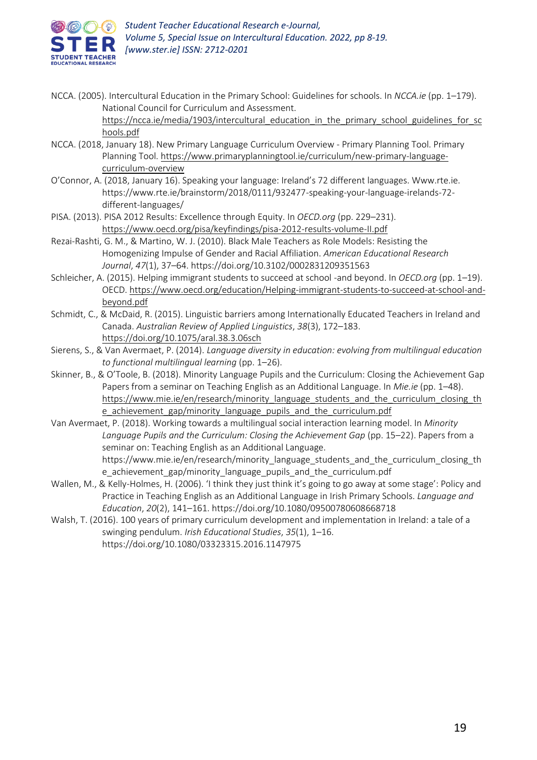NCCA. (2005). Intercultural Education in the Primary School: Guidelines for schools. In *NCCA.ie* (pp. 1–179). National Council for Curriculum and Assessment. https://ncca.ie/media/1903/intercultural_education_in_the_primary_school_guidelines_for_schools.pdf

NCCA. (2018, January 18). New Primary Language Curriculum Overview - Primary Planning Tool. Primary Planning Tool. https://www.primaryplanningtool.ie/curriculum/new-primary-language-curriculum-overview

O'Connor, A. (2018, January 16). Speaking your language: Ireland's 72 different languages. Www.rte.ie. https://www.rte.ie/brainstorm/2018/0111/932477-speaking-your-language-irelands-72-different-languages/

PISA. (2013). PISA 2012 Results: Excellence through Equity. In *OECD.org* (pp. 229–231). https://www.oecd.org/pisa/keyfindings/pisa-2012-results-volume-II.pdf

Rezai-Rashti, G. M., & Martino, W. J. (2010). Black Male Teachers as Role Models: Resisting the Homogenizing Impulse of Gender and Racial Affiliation. *American Educational Research Journal*, *47*(1), 37–64. https://doi.org/10.3102/0002831209351563

Schleicher, A. (2015). Helping immigrant students to succeed at school -and beyond. In *OECD.org* (pp. 1–19). OECD. https://www.oecd.org/education/Helping-immigrant-students-to-succeed-at-school-and-beyond.pdf

Schmidt, C., & McDaid, R. (2015). Linguistic barriers among Internationally Educated Teachers in Ireland and Canada. *Australian Review of Applied Linguistics*, *38*(3), 172–183. https://doi.org/10.1075/aral.38.3.06sch

Sierens, S., & Van Avermaet, P. (2014). *Language diversity in education: evolving from multilingual education to functional multilingual learning* (pp. 1–26).

Skinner, B., & O'Toole, B. (2018). Minority Language Pupils and the Curriculum: Closing the Achievement Gap Papers from a seminar on Teaching English as an Additional Language. In *Mie.ie* (pp. 1–48). https://www.mie.ie/en/research/minority_language_students_and_the_curriculum_closing_the_achievement_gap/minority_language_pupils_and_the_curriculum.pdf

Van Avermaet, P. (2018). Working towards a multilingual social interaction learning model. In *Minority Language Pupils and the Curriculum: Closing the Achievement Gap* (pp. 15–22). Papers from a seminar on: Teaching English as an Additional Language. https://www.mie.ie/en/research/minority_language_students_and_the_curriculum_closing_the_achievement_gap/minority_language_pupils_and_the_curriculum.pdf

Wallen, M., & Kelly-Holmes, H. (2006). 'I think they just think it's going to go away at some stage': Policy and Practice in Teaching English as an Additional Language in Irish Primary Schools. *Language and Education*, *20*(2), 141–161. https://doi.org/10.1080/09500780608668718

Walsh, T. (2016). 100 years of primary curriculum development and implementation in Ireland: a tale of a swinging pendulum. *Irish Educational Studies*, *35*(1), 1–16. https://doi.org/10.1080/03323315.2016.1147975